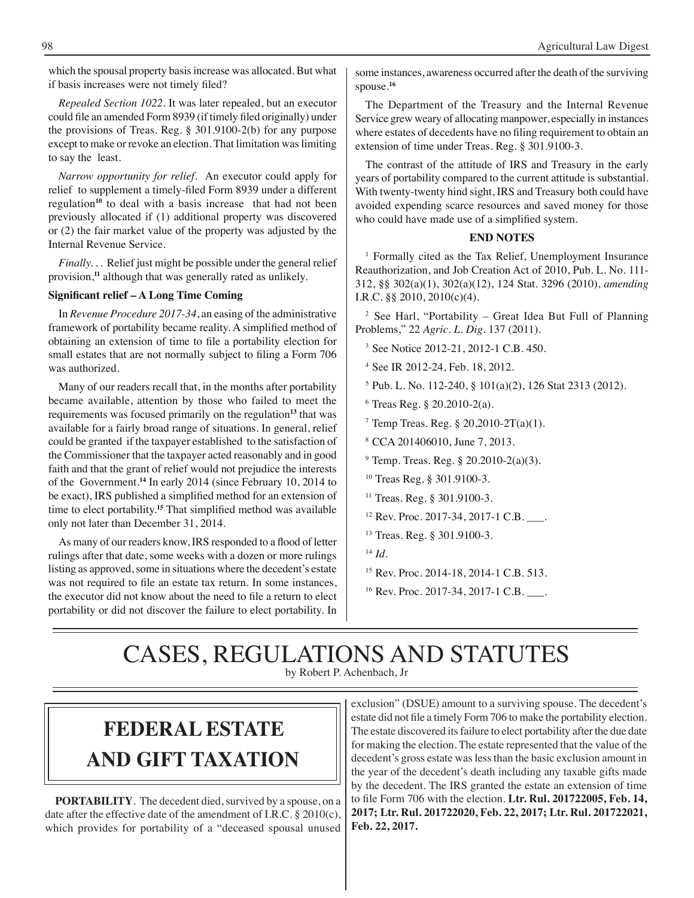which the spousal property basis increase was allocated. But what if basis increases were not timely filed?

*Repealed Section 1022*. It was later repealed, but an executor could file an amended Form 8939 (if timely filed originally) under the provisions of Treas. Reg. § 301.9100-2(b) for any purpose except to make or revoke an election. That limitation was limiting to say the least.

*Narrow opportunity for relief*. An executor could apply for relief to supplement a timely-filed Form 8939 under a different regulation[10] to deal with a basis increase that had not been previously allocated if (1) additional property was discovered or (2) the fair market value of the property was adjusted by the Internal Revenue Service.

*Finally...* Relief just might be possible under the general relief provision,[11] although that was generally rated as unlikely.

**Significant relief – A Long Time Coming**

In *Revenue Procedure 2017-34*, an easing of the administrative framework of portability became reality. A simplified method of obtaining an extension of time to file a portability election for small estates that are not normally subject to filing a Form 706 was authorized.

Many of our readers recall that, in the months after portability became available, attention by those who failed to meet the requirements was focused primarily on the regulation[13] that was available for a fairly broad range of situations. In general, relief could be granted if the taxpayer established to the satisfaction of the Commissioner that the taxpayer acted reasonably and in good faith and that the grant of relief would not prejudice the interests of the Government.[14] In early 2014 (since February 10, 2014 to be exact), IRS published a simplified method for an extension of time to elect portability.[15] That simplified method was available only not later than December 31, 2014.

As many of our readers know, IRS responded to a flood of letter rulings after that date, some weeks with a dozen or more rulings listing as approved, some in situations where the decedent's estate was not required to file an estate tax return. In some instances, the executor did not know about the need to file a return to elect portability or did not discover the failure to elect portability. In some instances, awareness occurred after the death of the surviving spouse.[16]

The Department of the Treasury and the Internal Revenue Service grew weary of allocating manpower, especially in instances where estates of decedents have no filing requirement to obtain an extension of time under Treas. Reg. § 301.9100-3.

The contrast of the attitude of IRS and Treasury in the early years of portability compared to the current attitude is substantial. With twenty-twenty hind sight, IRS and Treasury both could have avoided expending scarce resources and saved money for those who could have made use of a simplified system.

**END NOTES**

[1] Formally cited as the Tax Relief, Unemployment Insurance Reauthorization, and Job Creation Act of 2010, Pub. L. No. 111-312, §§ 302(a)(1), 302(a)(12), 124 Stat. 3296 (2010), *amending* I.R.C. §§ 2010, 2010(c)(4).

[2] See Harl, "Portability – Great Idea But Full of Planning Problems," 22 *Agric. L. Dig*. 137 (2011).

[3] See Notice 2012-21, 2012-1 C.B. 450.

[4] See IR 2012-24, Feb. 18, 2012.

[5] Pub. L. No. 112-240, § 101(a)(2), 126 Stat 2313 (2012).

[6] Treas Reg. § 20.2010-2(a).

[7] Temp Treas. Reg. § 20,2010-2T(a)(1).

[8] CCA 201406010, June 7, 2013.

[9] Temp. Treas. Reg. § 20.2010-2(a)(3).

[10] Treas Reg. § 301.9100-3.

[11] Treas. Reg. § 301.9100-3.

[12] Rev. Proc. 2017-34, 2017-1 C.B. ___.

[13] Treas. Reg. § 301.9100-3.

[14] *Id*.

[15] Rev. Proc. 2014-18, 2014-1 C.B. 513.

[16] Rev. Proc. 2017-34, 2017-1 C.B. ___.

# CASES, REGULATIONS AND STATUTES

by Robert P. Achenbach, Jr

## FEDERAL ESTATE AND GIFT TAXATION

**PORTABILITY**. The decedent died, survived by a spouse, on a date after the effective date of the amendment of I.R.C. § 2010(c), which provides for portability of a "deceased spousal unused exclusion" (DSUE) amount to a surviving spouse. The decedent's estate did not file a timely Form 706 to make the portability election. The estate discovered its failure to elect portability after the due date for making the election. The estate represented that the value of the decedent's gross estate was less than the basic exclusion amount in the year of the decedent's death including any taxable gifts made by the decedent. The IRS granted the estate an extension of time to file Form 706 with the election. **Ltr. Rul. 201722005, Feb. 14, 2017; Ltr. Rul. 201722020, Feb. 22, 2017; Ltr. Rul. 201722021, Feb. 22, 2017.**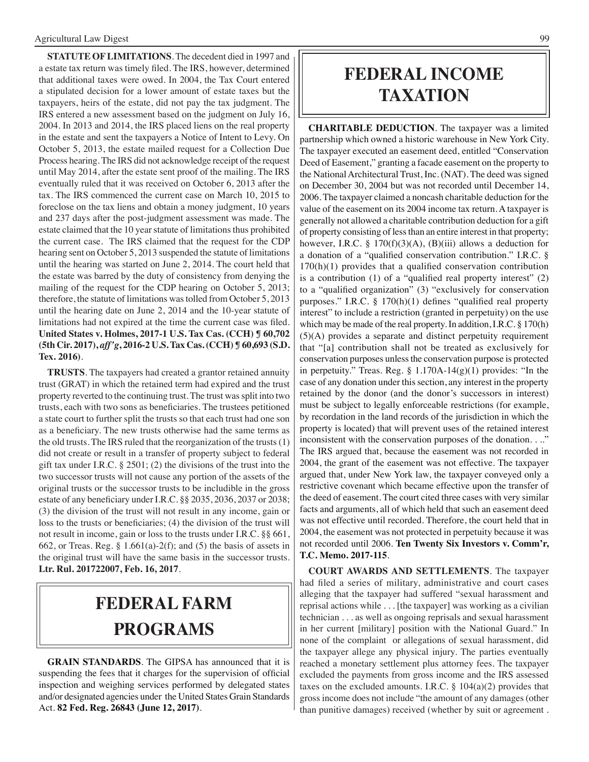**STATUTE OF LIMITATIONS**. The decedent died in 1997 and a estate tax return was timely filed. The IRS, however, determined that additional taxes were owed. In 2004, the Tax Court entered a stipulated decision for a lower amount of estate taxes but the taxpayers, heirs of the estate, did not pay the tax judgment. The IRS entered a new assessment based on the judgment on July 16, 2004. In 2013 and 2014, the IRS placed liens on the real property in the estate and sent the taxpayers a Notice of Intent to Levy. On October 5, 2013, the estate mailed request for a Collection Due Process hearing. The IRS did not acknowledge receipt of the request until May 2014, after the estate sent proof of the mailing. The IRS eventually ruled that it was received on October 6, 2013 after the tax. The IRS commenced the current case on March 10, 2015 to foreclose on the tax liens and obtain a money judgment, 10 years and 237 days after the post-judgment assessment was made. The estate claimed that the 10 year statute of limitations thus prohibited the current case. The IRS claimed that the request for the CDP hearing sent on October 5, 2013 suspended the statute of limitations until the hearing was started on June 2, 2014. The court held that the estate was barred by the duty of consistency from denying the mailing of the request for the CDP hearing on October 5, 2013; therefore, the statute of limitations was tolled from October 5, 2013 until the hearing date on June 2, 2014 and the 10-year statute of limitations had not expired at the time the current case was filed. **United States v. Holmes, 2017-1 U.S. Tax Cas. (CCH) ¶ 60,702 (5th Cir. 2017), *aff'g*, 2016-2 U.S. Tax Cas. (CCH) ¶ 60,693 (S.D. Tex. 2016)**.

**TRUSTS**. The taxpayers had created a grantor retained annuity trust (GRAT) in which the retained term had expired and the trust property reverted to the continuing trust. The trust was split into two trusts, each with two sons as beneficiaries. The trustees petitioned a state court to further split the trusts so that each trust had one son as a beneficiary. The new trusts otherwise had the same terms as the old trusts. The IRS ruled that the reorganization of the trusts (1) did not create or result in a transfer of property subject to federal gift tax under I.R.C. § 2501; (2) the divisions of the trust into the two successor trusts will not cause any portion of the assets of the original trusts or the successor trusts to be includible in the gross estate of any beneficiary under I.R.C. §§ 2035, 2036, 2037 or 2038; (3) the division of the trust will not result in any income, gain or loss to the trusts or beneficiaries; (4) the division of the trust will not result in income, gain or loss to the trusts under I.R.C. §§ 661, 662, or Treas. Reg. § 1.661(a)-2(f); and (5) the basis of assets in the original trust will have the same basis in the successor trusts. **Ltr. Rul. 201722007, Feb. 16, 2017**.

# FEDERAL FARM PROGRAMS

**GRAIN STANDARDS**. The GIPSA has announced that it is suspending the fees that it charges for the supervision of official inspection and weighing services performed by delegated states and/or designated agencies under the United States Grain Standards Act. **82 Fed. Reg. 26843 (June 12, 2017)**.

# FEDERAL INCOME TAXATION

**CHARITABLE DEDUCTION**. The taxpayer was a limited partnership which owned a historic warehouse in New York City. The taxpayer executed an easement deed, entitled "Conservation Deed of Easement," granting a facade easement on the property to the National Architectural Trust, Inc. (NAT). The deed was signed on December 30, 2004 but was not recorded until December 14, 2006. The taxpayer claimed a noncash charitable deduction for the value of the easement on its 2004 income tax return. A taxpayer is generally not allowed a charitable contribution deduction for a gift of property consisting of less than an entire interest in that property; however, I.R.C. § 170(f)(3)(A), (B)(iii) allows a deduction for a donation of a "qualified conservation contribution." I.R.C. § 170(h)(1) provides that a qualified conservation contribution is a contribution (1) of a "qualified real property interest" (2) to a "qualified organization" (3) "exclusively for conservation purposes." I.R.C. § 170(h)(1) defines "qualified real property interest" to include a restriction (granted in perpetuity) on the use which may be made of the real property. In addition, I.R.C. § 170(h)(5)(A) provides a separate and distinct perpetuity requirement that "[a] contribution shall not be treated as exclusively for conservation purposes unless the conservation purpose is protected in perpetuity." Treas. Reg. § 1.170A-14(g)(1) provides: "In the case of any donation under this section, any interest in the property retained by the donor (and the donor's successors in interest) must be subject to legally enforceable restrictions (for example, by recordation in the land records of the jurisdiction in which the property is located) that will prevent uses of the retained interest inconsistent with the conservation purposes of the donation. . .." The IRS argued that, because the easement was not recorded in 2004, the grant of the easement was not effective. The taxpayer argued that, under New York law, the taxpayer conveyed only a restrictive covenant which became effective upon the transfer of the deed of easement. The court cited three cases with very similar facts and arguments, all of which held that such an easement deed was not effective until recorded. Therefore, the court held that in 2004, the easement was not protected in perpetuity because it was not recorded until 2006. **Ten Twenty Six Investors v. Comm'r, T.C. Memo. 2017-115**.

**COURT AWARDS AND SETTLEMENTS**. The taxpayer had filed a series of military, administrative and court cases alleging that the taxpayer had suffered "sexual harassment and reprisal actions while . . . [the taxpayer] was working as a civilian technician . . . as well as ongoing reprisals and sexual harassment in her current [military] position with the National Guard." In none of the complaint or allegations of sexual harassment, did the taxpayer allege any physical injury. The parties eventually reached a monetary settlement plus attorney fees. The taxpayer excluded the payments from gross income and the IRS assessed taxes on the excluded amounts. I.R.C. § 104(a)(2) provides that gross income does not include "the amount of any damages (other than punitive damages) received (whether by suit or agreement .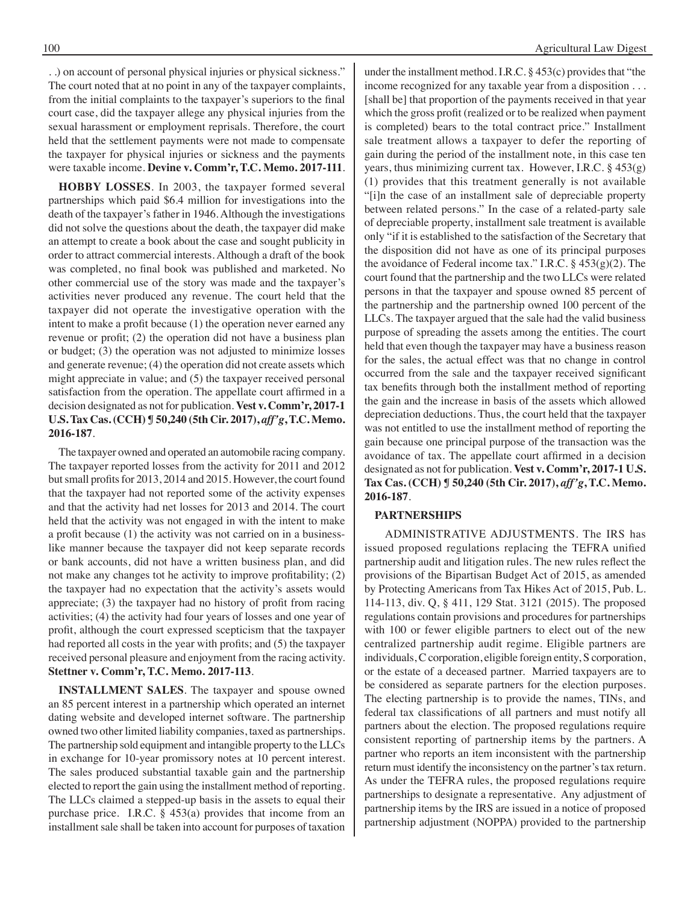. .) on account of personal physical injuries or physical sickness." The court noted that at no point in any of the taxpayer complaints, from the initial complaints to the taxpayer's superiors to the final court case, did the taxpayer allege any physical injuries from the sexual harassment or employment reprisals. Therefore, the court held that the settlement payments were not made to compensate the taxpayer for physical injuries or sickness and the payments were taxable income. **Devine v. Comm'r, T.C. Memo. 2017-111**.

**HOBBY LOSSES**. In 2003, the taxpayer formed several partnerships which paid $6.4 million for investigations into the death of the taxpayer's father in 1946. Although the investigations did not solve the questions about the death, the taxpayer did make an attempt to create a book about the case and sought publicity in order to attract commercial interests. Although a draft of the book was completed, no final book was published and marketed. No other commercial use of the story was made and the taxpayer's activities never produced any revenue. The court held that the taxpayer did not operate the investigative operation with the intent to make a profit because (1) the operation never earned any revenue or profit; (2) the operation did not have a business plan or budget; (3) the operation was not adjusted to minimize losses and generate revenue; (4) the operation did not create assets which might appreciate in value; and (5) the taxpayer received personal satisfaction from the operation. The appellate court affirmed in a decision designated as not for publication. **Vest v. Comm'r, 2017-1 U.S. Tax Cas. (CCH) ¶ 50,240 (5th Cir. 2017), *aff'g*, T.C. Memo. 2016-187**.

The taxpayer owned and operated an automobile racing company. The taxpayer reported losses from the activity for 2011 and 2012 but small profits for 2013, 2014 and 2015. However, the court found that the taxpayer had not reported some of the activity expenses and that the activity had net losses for 2013 and 2014. The court held that the activity was not engaged in with the intent to make a profit because (1) the activity was not carried on in a business-like manner because the taxpayer did not keep separate records or bank accounts, did not have a written business plan, and did not make any changes tot he activity to improve profitability; (2) the taxpayer had no expectation that the activity's assets would appreciate; (3) the taxpayer had no history of profit from racing activities; (4) the activity had four years of losses and one year of profit, although the court expressed scepticism that the taxpayer had reported all costs in the year with profits; and (5) the taxpayer received personal pleasure and enjoyment from the racing activity. **Stettner v. Comm'r, T.C. Memo. 2017-113**.

**INSTALLMENT SALES**. The taxpayer and spouse owned an 85 percent interest in a partnership which operated an internet dating website and developed internet software. The partnership owned two other limited liability companies, taxed as partnerships. The partnership sold equipment and intangible property to the LLCs in exchange for 10-year promissory notes at 10 percent interest. The sales produced substantial taxable gain and the partnership elected to report the gain using the installment method of reporting. The LLCs claimed a stepped-up basis in the assets to equal their purchase price. I.R.C. § 453(a) provides that income from an installment sale shall be taken into account for purposes of taxation under the installment method. I.R.C. § 453(c) provides that "the income recognized for any taxable year from a disposition . . . [shall be] that proportion of the payments received in that year which the gross profit (realized or to be realized when payment is completed) bears to the total contract price." Installment sale treatment allows a taxpayer to defer the reporting of gain during the period of the installment note, in this case ten years, thus minimizing current tax. However, I.R.C. § 453(g)(1) provides that this treatment generally is not available "[i]n the case of an installment sale of depreciable property between related persons." In the case of a related-party sale of depreciable property, installment sale treatment is available only "if it is established to the satisfaction of the Secretary that the disposition did not have as one of its principal purposes the avoidance of Federal income tax." I.R.C. § 453(g)(2). The court found that the partnership and the two LLCs were related persons in that the taxpayer and spouse owned 85 percent of the partnership and the partnership owned 100 percent of the LLCs. The taxpayer argued that the sale had the valid business purpose of spreading the assets among the entities. The court held that even though the taxpayer may have a business reason for the sales, the actual effect was that no change in control occurred from the sale and the taxpayer received significant tax benefits through both the installment method of reporting the gain and the increase in basis of the assets which allowed depreciation deductions. Thus, the court held that the taxpayer was not entitled to use the installment method of reporting the gain because one principal purpose of the transaction was the avoidance of tax. The appellate court affirmed in a decision designated as not for publication. **Vest v. Comm'r, 2017-1 U.S. Tax Cas. (CCH) ¶ 50,240 (5th Cir. 2017), *aff'g*, T.C. Memo. 2016-187**.

## PARTNERSHIPS

ADMINISTRATIVE ADJUSTMENTS. The IRS has issued proposed regulations replacing the TEFRA unified partnership audit and litigation rules. The new rules reflect the provisions of the Bipartisan Budget Act of 2015, as amended by Protecting Americans from Tax Hikes Act of 2015, Pub. L. 114-113, div. Q, § 411, 129 Stat. 3121 (2015). The proposed regulations contain provisions and procedures for partnerships with 100 or fewer eligible partners to elect out of the new centralized partnership audit regime. Eligible partners are individuals, C corporation, eligible foreign entity, S corporation, or the estate of a deceased partner. Married taxpayers are to be considered as separate partners for the election purposes. The electing partnership is to provide the names, TINs, and federal tax classifications of all partners and must notify all partners about the election. The proposed regulations require consistent reporting of partnership items by the partners. A partner who reports an item inconsistent with the partnership return must identify the inconsistency on the partner's tax return. As under the TEFRA rules, the proposed regulations require partnerships to designate a representative. Any adjustment of partnership items by the IRS are issued in a notice of proposed partnership adjustment (NOPPA) provided to the partnership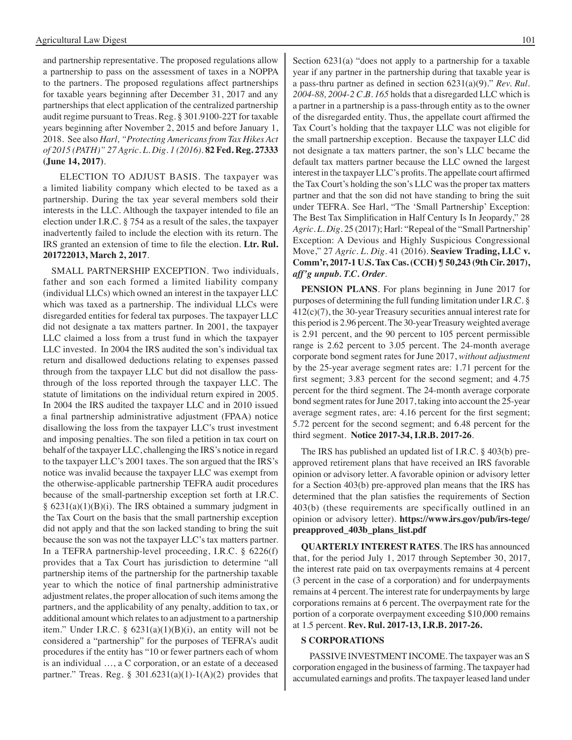and partnership representative. The proposed regulations allow a partnership to pass on the assessment of taxes in a NOPPA to the partners. The proposed regulations affect partnerships for taxable years beginning after December 31, 2017 and any partnerships that elect application of the centralized partnership audit regime pursuant to Treas. Reg. § 301.9100-22T for taxable years beginning after November 2, 2015 and before January 1, 2018. See also *Harl, "Protecting Americans from Tax Hikes Act of 2015 (PATH)" 27 Agric. L. Dig. 1 (2016).* **82 Fed. Reg. 27333 (June 14, 2017)**.

ELECTION TO ADJUST BASIS. The taxpayer was a limited liability company which elected to be taxed as a partnership. During the tax year several members sold their interests in the LLC. Although the taxpayer intended to file an election under I.R.C. § 754 as a result of the sales, the taxpayer inadvertently failed to include the election with its return. The IRS granted an extension of time to file the election. **Ltr. Rul. 201722013, March 2, 2017**.

SMALL PARTNERSHIP EXCEPTION. Two individuals, father and son each formed a limited liability company (individual LLCs) which owned an interest in the taxpayer LLC which was taxed as a partnership. The individual LLCs were disregarded entities for federal tax purposes. The taxpayer LLC did not designate a tax matters partner. In 2001, the taxpayer LLC claimed a loss from a trust fund in which the taxpayer LLC invested. In 2004 the IRS audited the son's individual tax return and disallowed deductions relating to expenses passed through from the taxpayer LLC but did not disallow the pass-through of the loss reported through the taxpayer LLC. The statute of limitations on the individual return expired in 2005. In 2004 the IRS audited the taxpayer LLC and in 2010 issued a final partnership administrative adjustment (FPAA) notice disallowing the loss from the taxpayer LLC's trust investment and imposing penalties. The son filed a petition in tax court on behalf of the taxpayer LLC, challenging the IRS's notice in regard to the taxpayer LLC's 2001 taxes. The son argued that the IRS's notice was invalid because the taxpayer LLC was exempt from the otherwise-applicable partnership TEFRA audit procedures because of the small-partnership exception set forth at I.R.C. § 6231(a)(1)(B)(i). The IRS obtained a summary judgment in the Tax Court on the basis that the small partnership exception did not apply and that the son lacked standing to bring the suit because the son was not the taxpayer LLC's tax matters partner. In a TEFRA partnership-level proceeding, I.R.C. § 6226(f) provides that a Tax Court has jurisdiction to determine "all partnership items of the partnership for the partnership taxable year to which the notice of final partnership administrative adjustment relates, the proper allocation of such items among the partners, and the applicability of any penalty, addition to tax, or additional amount which relates to an adjustment to a partnership item." Under I.R.C. § 6231(a)(1)(B)(i), an entity will not be considered a "partnership" for the purposes of TEFRA's audit procedures if the entity has "10 or fewer partners each of whom is an individual …, a C corporation, or an estate of a deceased partner." Treas. Reg. § 301.6231(a)(1)-1(A)(2) provides that Section 6231(a) "does not apply to a partnership for a taxable year if any partner in the partnership during that taxable year is a pass-thru partner as defined in section 6231(a)(9)." *Rev. Rul. 2004-88, 2004-2 C.B. 165* holds that a disregarded LLC which is a partner in a partnership is a pass-through entity as to the owner of the disregarded entity. Thus, the appellate court affirmed the Tax Court's holding that the taxpayer LLC was not eligible for the small partnership exception. Because the taxpayer LLC did not designate a tax matters partner, the son's LLC became the default tax matters partner because the LLC owned the largest interest in the taxpayer LLC's profits. The appellate court affirmed the Tax Court's holding the son's LLC was the proper tax matters partner and that the son did not have standing to bring the suit under TEFRA. See Harl, "The 'Small Partnership' Exception: The Best Tax Simplification in Half Century Is In Jeopardy," 28 *Agric. L. Dig.* 25 (2017); Harl: "Repeal of the "Small Partnership' Exception: A Devious and Highly Suspicious Congressional Move," 27 *Agric. L. Dig.* 41 (2016). **Seaview Trading, LLC v. Comm'r, 2017-1 U.S. Tax Cas. (CCH) ¶ 50,243 (9th Cir. 2017),** ***aff'g unpub. T.C. Order*.**

**PENSION PLANS**. For plans beginning in June 2017 for purposes of determining the full funding limitation under I.R.C. § 412(c)(7), the 30-year Treasury securities annual interest rate for this period is 2.96 percent. The 30-year Treasury weighted average is 2.91 percent, and the 90 percent to 105 percent permissible range is 2.62 percent to 3.05 percent. The 24-month average corporate bond segment rates for June 2017, *without adjustment* by the 25-year average segment rates are: 1.71 percent for the first segment; 3.83 percent for the second segment; and 4.75 percent for the third segment. The 24-month average corporate bond segment rates for June 2017, taking into account the 25-year average segment rates, are: 4.16 percent for the first segment; 5.72 percent for the second segment; and 6.48 percent for the third segment. **Notice 2017-34, I.R.B. 2017-26**.

The IRS has published an updated list of I.R.C. § 403(b) pre-approved retirement plans that have received an IRS favorable opinion or advisory letter. A favorable opinion or advisory letter for a Section 403(b) pre-approved plan means that the IRS has determined that the plan satisfies the requirements of Section 403(b) (these requirements are specifically outlined in an opinion or advisory letter). **https://www.irs.gov/pub/irs-tege/preapproved_403b_plans_list.pdf**

**QUARTERLY INTEREST RATES**. The IRS has announced that, for the period July 1, 2017 through September 30, 2017, the interest rate paid on tax overpayments remains at 4 percent (3 percent in the case of a corporation) and for underpayments remains at 4 percent. The interest rate for underpayments by large corporations remains at 6 percent. The overpayment rate for the portion of a corporate overpayment exceeding $10,000 remains at 1.5 percent. **Rev. Rul. 2017-13, I.R.B. 2017-26.**

## S CORPORATIONS

PASSIVE INVESTMENT INCOME. The taxpayer was an S corporation engaged in the business of farming. The taxpayer had accumulated earnings and profits. The taxpayer leased land under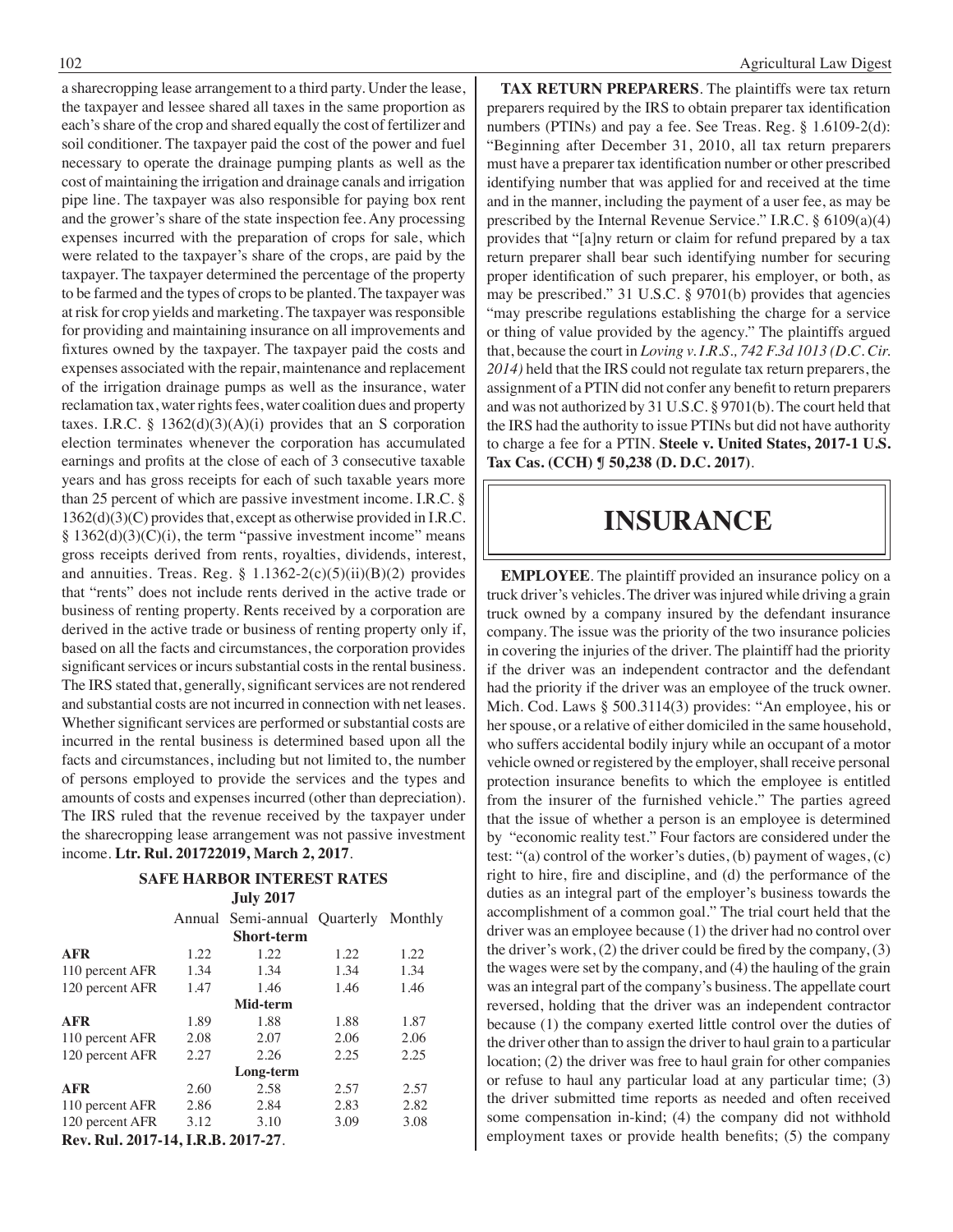a sharecropping lease arrangement to a third party. Under the lease, the taxpayer and lessee shared all taxes in the same proportion as each's share of the crop and shared equally the cost of fertilizer and soil conditioner. The taxpayer paid the cost of the power and fuel necessary to operate the drainage pumping plants as well as the cost of maintaining the irrigation and drainage canals and irrigation pipe line. The taxpayer was also responsible for paying box rent and the grower's share of the state inspection fee. Any processing expenses incurred with the preparation of crops for sale, which were related to the taxpayer's share of the crops, are paid by the taxpayer. The taxpayer determined the percentage of the property to be farmed and the types of crops to be planted. The taxpayer was at risk for crop yields and marketing. The taxpayer was responsible for providing and maintaining insurance on all improvements and fixtures owned by the taxpayer. The taxpayer paid the costs and expenses associated with the repair, maintenance and replacement of the irrigation drainage pumps as well as the insurance, water reclamation tax, water rights fees, water coalition dues and property taxes. I.R.C. § 1362(d)(3)(A)(i) provides that an S corporation election terminates whenever the corporation has accumulated earnings and profits at the close of each of 3 consecutive taxable years and has gross receipts for each of such taxable years more than 25 percent of which are passive investment income. I.R.C. § 1362(d)(3)(C) provides that, except as otherwise provided in I.R.C. § 1362(d)(3)(C)(i), the term "passive investment income" means gross receipts derived from rents, royalties, dividends, interest, and annuities. Treas. Reg. § 1.1362-2(c)(5)(ii)(B)(2) provides that "rents" does not include rents derived in the active trade or business of renting property. Rents received by a corporation are derived in the active trade or business of renting property only if, based on all the facts and circumstances, the corporation provides significant services or incurs substantial costs in the rental business. The IRS stated that, generally, significant services are not rendered and substantial costs are not incurred in connection with net leases. Whether significant services are performed or substantial costs are incurred in the rental business is determined based upon all the facts and circumstances, including but not limited to, the number of persons employed to provide the services and the types and amounts of costs and expenses incurred (other than depreciation). The IRS ruled that the revenue received by the taxpayer under the sharecropping lease arrangement was not passive investment income. **Ltr. Rul. 201722019, March 2, 2017**.

**SAFE HARBOR INTEREST RATES**
**July 2017**

| | Annual | Semi-annual | Quarterly | Monthly |
|---|---|---|---|---|
| | | **Short-term** | | |
| **AFR** | 1.22 | 1.22 | 1.22 | 1.22 |
| 110 percent AFR | 1.34 | 1.34 | 1.34 | 1.34 |
| 120 percent AFR | 1.47 | 1.46 | 1.46 | 1.46 |
| | | **Mid-term** | | |
| **AFR** | 1.89 | 1.88 | 1.88 | 1.87 |
| 110 percent AFR | 2.08 | 2.07 | 2.06 | 2.06 |
| 120 percent AFR | 2.27 | 2.26 | 2.25 | 2.25 |
| | | **Long-term** | | |
| **AFR** | 2.60 | 2.58 | 2.57 | 2.57 |
| 110 percent AFR | 2.86 | 2.84 | 2.83 | 2.82 |
| 120 percent AFR | 3.12 | 3.10 | 3.09 | 3.08 |

**Rev. Rul. 2017-14, I.R.B. 2017-27**.

**TAX RETURN PREPARERS**. The plaintiffs were tax return preparers required by the IRS to obtain preparer tax identification numbers (PTINs) and pay a fee. See Treas. Reg. § 1.6109-2(d): "Beginning after December 31, 2010, all tax return preparers must have a preparer tax identification number or other prescribed identifying number that was applied for and received at the time and in the manner, including the payment of a user fee, as may be prescribed by the Internal Revenue Service." I.R.C. § 6109(a)(4) provides that "[a]ny return or claim for refund prepared by a tax return preparer shall bear such identifying number for securing proper identification of such preparer, his employer, or both, as may be prescribed." 31 U.S.C. § 9701(b) provides that agencies "may prescribe regulations establishing the charge for a service or thing of value provided by the agency." The plaintiffs argued that, because the court in *Loving v. I.R.S., 742 F.3d 1013 (D.C. Cir. 2014)* held that the IRS could not regulate tax return preparers, the assignment of a PTIN did not confer any benefit to return preparers and was not authorized by 31 U.S.C. § 9701(b). The court held that the IRS had the authority to issue PTINs but did not have authority to charge a fee for a PTIN. **Steele v. United States, 2017-1 U.S. Tax Cas. (CCH) ¶ 50,238 (D. D.C. 2017)**.

# INSURANCE

**EMPLOYEE**. The plaintiff provided an insurance policy on a truck driver's vehicles. The driver was injured while driving a grain truck owned by a company insured by the defendant insurance company. The issue was the priority of the two insurance policies in covering the injuries of the driver. The plaintiff had the priority if the driver was an independent contractor and the defendant had the priority if the driver was an employee of the truck owner. Mich. Cod. Laws § 500.3114(3) provides: "An employee, his or her spouse, or a relative of either domiciled in the same household, who suffers accidental bodily injury while an occupant of a motor vehicle owned or registered by the employer, shall receive personal protection insurance benefits to which the employee is entitled from the insurer of the furnished vehicle." The parties agreed that the issue of whether a person is an employee is determined by "economic reality test." Four factors are considered under the test: "(a) control of the worker's duties, (b) payment of wages, (c) right to hire, fire and discipline, and (d) the performance of the duties as an integral part of the employer's business towards the accomplishment of a common goal." The trial court held that the driver was an employee because (1) the driver had no control over the driver's work, (2) the driver could be fired by the company, (3) the wages were set by the company, and (4) the hauling of the grain was an integral part of the company's business. The appellate court reversed, holding that the driver was an independent contractor because (1) the company exerted little control over the duties of the driver other than to assign the driver to haul grain to a particular location; (2) the driver was free to haul grain for other companies or refuse to haul any particular load at any particular time; (3) the driver submitted time reports as needed and often received some compensation in-kind; (4) the company did not withhold employment taxes or provide health benefits; (5) the company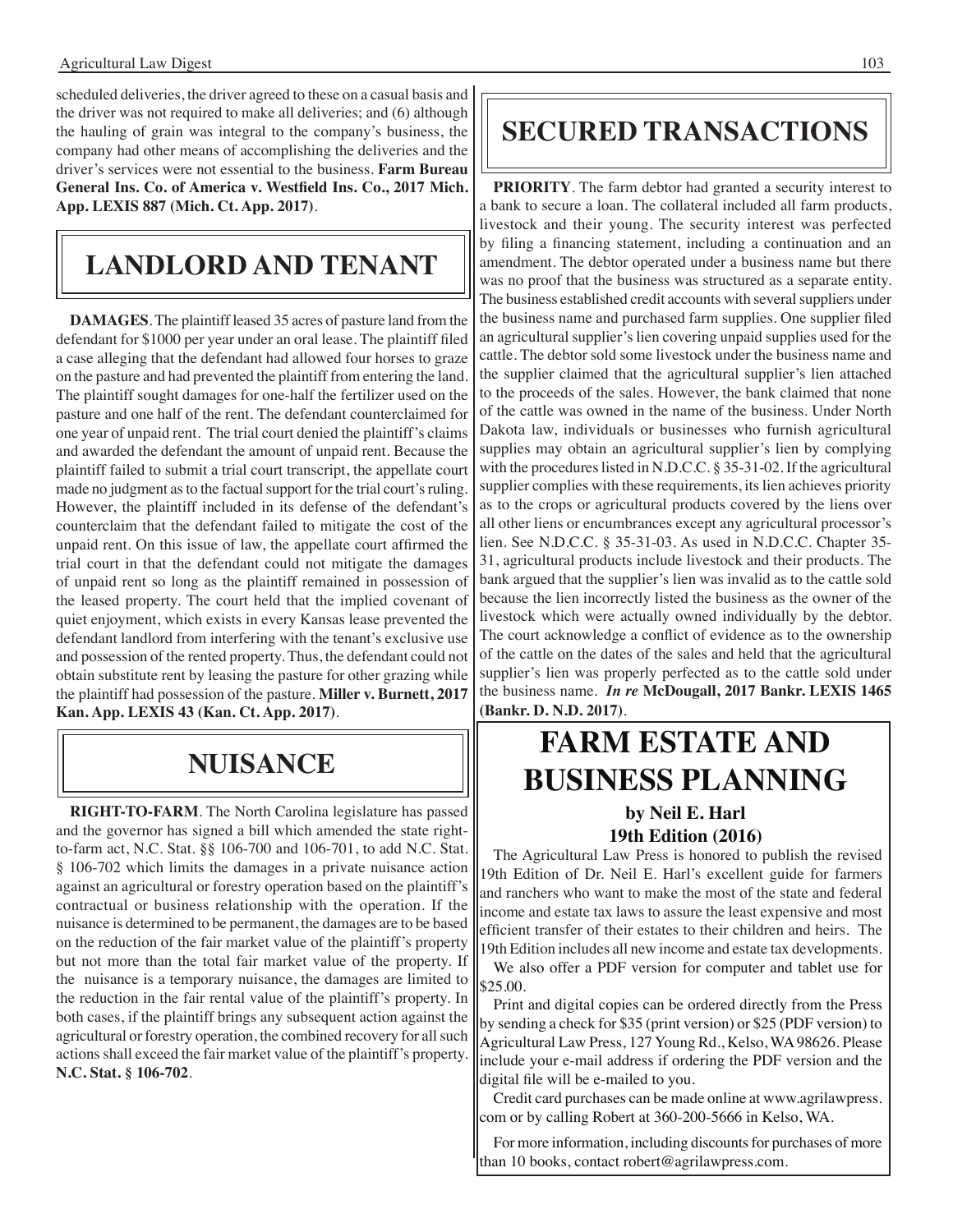scheduled deliveries, the driver agreed to these on a casual basis and the driver was not required to make all deliveries; and (6) although the hauling of grain was integral to the company's business, the company had other means of accomplishing the deliveries and the driver's services were not essential to the business. **Farm Bureau General Ins. Co. of America v. Westfield Ins. Co., 2017 Mich. App. LEXIS 887 (Mich. Ct. App. 2017)**.

## LANDLORD AND TENANT

**DAMAGES**. The plaintiff leased 35 acres of pasture land from the defendant for $1000 per year under an oral lease. The plaintiff filed a case alleging that the defendant had allowed four horses to graze on the pasture and had prevented the plaintiff from entering the land. The plaintiff sought damages for one-half the fertilizer used on the pasture and one half of the rent. The defendant counterclaimed for one year of unpaid rent. The trial court denied the plaintiff's claims and awarded the defendant the amount of unpaid rent. Because the plaintiff failed to submit a trial court transcript, the appellate court made no judgment as to the factual support for the trial court's ruling. However, the plaintiff included in its defense of the defendant's counterclaim that the defendant failed to mitigate the cost of the unpaid rent. On this issue of law, the appellate court affirmed the trial court in that the defendant could not mitigate the damages of unpaid rent so long as the plaintiff remained in possession of the leased property. The court held that the implied covenant of quiet enjoyment, which exists in every Kansas lease prevented the defendant landlord from interfering with the tenant's exclusive use and possession of the rented property. Thus, the defendant could not obtain substitute rent by leasing the pasture for other grazing while the plaintiff had possession of the pasture. **Miller v. Burnett, 2017 Kan. App. LEXIS 43 (Kan. Ct. App. 2017)**.

## NUISANCE

**RIGHT-TO-FARM**. The North Carolina legislature has passed and the governor has signed a bill which amended the state right-to-farm act, N.C. Stat. §§ 106-700 and 106-701, to add N.C. Stat. § 106-702 which limits the damages in a private nuisance action against an agricultural or forestry operation based on the plaintiff's contractual or business relationship with the operation. If the nuisance is determined to be permanent, the damages are to be based on the reduction of the fair market value of the plaintiff's property but not more than the total fair market value of the property. If the nuisance is a temporary nuisance, the damages are limited to the reduction in the fair rental value of the plaintiff's property. In both cases, if the plaintiff brings any subsequent action against the agricultural or forestry operation, the combined recovery for all such actions shall exceed the fair market value of the plaintiff's property. **N.C. Stat. § 106-702**.

## SECURED TRANSACTIONS

**PRIORITY**. The farm debtor had granted a security interest to a bank to secure a loan. The collateral included all farm products, livestock and their young. The security interest was perfected by filing a financing statement, including a continuation and an amendment. The debtor operated under a business name but there was no proof that the business was structured as a separate entity. The business established credit accounts with several suppliers under the business name and purchased farm supplies. One supplier filed an agricultural supplier's lien covering unpaid supplies used for the cattle. The debtor sold some livestock under the business name and the supplier claimed that the agricultural supplier's lien attached to the proceeds of the sales. However, the bank claimed that none of the cattle was owned in the name of the business. Under North Dakota law, individuals or businesses who furnish agricultural supplies may obtain an agricultural supplier's lien by complying with the procedures listed in N.D.C.C. § 35-31-02. If the agricultural supplier complies with these requirements, its lien achieves priority as to the crops or agricultural products covered by the liens over all other liens or encumbrances except any agricultural processor's lien. See N.D.C.C. § 35-31-03. As used in N.D.C.C. Chapter 35-31, agricultural products include livestock and their products. The bank argued that the supplier's lien was invalid as to the cattle sold because the lien incorrectly listed the business as the owner of the livestock which were actually owned individually by the debtor. The court acknowledge a conflict of evidence as to the ownership of the cattle on the dates of the sales and held that the agricultural supplier's lien was properly perfected as to the cattle sold under the business name. ***In re* McDougall, 2017 Bankr. LEXIS 1465 (Bankr. D. N.D. 2017)**.

## FARM ESTATE AND BUSINESS PLANNING

### by Neil E. Harl
### 19th Edition (2016)

The Agricultural Law Press is honored to publish the revised 19th Edition of Dr. Neil E. Harl's excellent guide for farmers and ranchers who want to make the most of the state and federal income and estate tax laws to assure the least expensive and most efficient transfer of their estates to their children and heirs. The 19th Edition includes all new income and estate tax developments.

We also offer a PDF version for computer and tablet use for $25.00.

Print and digital copies can be ordered directly from the Press by sending a check for $35 (print version) or $25 (PDF version) to Agricultural Law Press, 127 Young Rd., Kelso, WA 98626. Please include your e-mail address if ordering the PDF version and the digital file will be e-mailed to you.

Credit card purchases can be made online at www.agrilawpress.com or by calling Robert at 360-200-5666 in Kelso, WA.

For more information, including discounts for purchases of more than 10 books, contact robert@agrilawpress.com.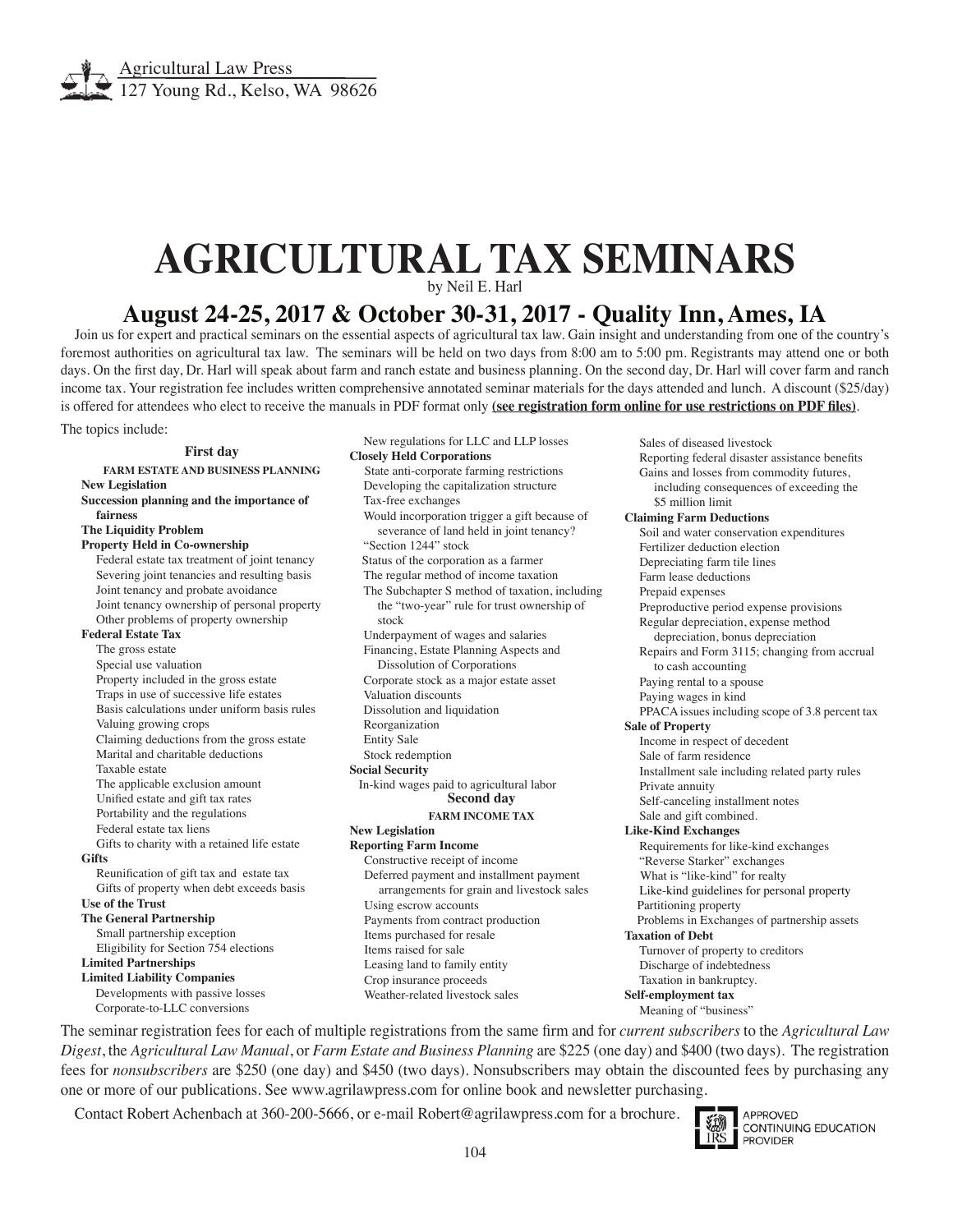Agricultural Law Press
127 Young Rd., Kelso, WA 98626

# AGRICULTURAL TAX SEMINARS

by Neil E. Harl

## August 24-25, 2017 & October 30-31, 2017 - Quality Inn, Ames, IA

Join us for expert and practical seminars on the essential aspects of agricultural tax law. Gain insight and understanding from one of the country's foremost authorities on agricultural tax law. The seminars will be held on two days from 8:00 am to 5:00 pm. Registrants may attend one or both days. On the first day, Dr. Harl will speak about farm and ranch estate and business planning. On the second day, Dr. Harl will cover farm and ranch income tax. Your registration fee includes written comprehensive annotated seminar materials for the days attended and lunch. A discount ($25/day) is offered for attendees who elect to receive the manuals in PDF format only **(see registration form online for use restrictions on PDF files)**.

The topics include:

### First day

#### FARM ESTATE AND BUSINESS PLANNING

**New Legislation**

**Succession planning and the importance of fairness**

**The Liquidity Problem**

**Property Held in Co-ownership**
- Federal estate tax treatment of joint tenancy
- Severing joint tenancies and resulting basis
- Joint tenancy and probate avoidance
- Joint tenancy ownership of personal property
- Other problems of property ownership

**Federal Estate Tax**
- The gross estate
- Special use valuation
- Property included in the gross estate
- Traps in use of successive life estates
- Basis calculations under uniform basis rules
- Valuing growing crops
- Claiming deductions from the gross estate
- Marital and charitable deductions
- Taxable estate
- The applicable exclusion amount
- Unified estate and gift tax rates
- Portability and the regulations
- Federal estate tax liens
- Gifts to charity with a retained life estate

**Gifts**
- Reunification of gift tax and estate tax
- Gifts of property when debt exceeds basis

**Use of the Trust**

**The General Partnership**
- Small partnership exception
- Eligibility for Section 754 elections

**Limited Partnerships**

**Limited Liability Companies**
- Developments with passive losses
- Corporate-to-LLC conversions
- New regulations for LLC and LLP losses

**Closely Held Corporations**
- State anti-corporate farming restrictions
- Developing the capitalization structure
- Tax-free exchanges
- Would incorporation trigger a gift because of severance of land held in joint tenancy?
- "Section 1244" stock
- Status of the corporation as a farmer
- The regular method of income taxation
- The Subchapter S method of taxation, including the "two-year" rule for trust ownership of stock
- Underpayment of wages and salaries
- Financing, Estate Planning Aspects and Dissolution of Corporations
- Corporate stock as a major estate asset
- Valuation discounts
- Dissolution and liquidation
- Reorganization
- Entity Sale
- Stock redemption

**Social Security**
- In-kind wages paid to agricultural labor

### Second day

#### FARM INCOME TAX

**New Legislation**

**Reporting Farm Income**
- Constructive receipt of income
- Deferred payment and installment payment arrangements for grain and livestock sales
- Using escrow accounts
- Payments from contract production
- Items purchased for resale
- Items raised for sale
- Leasing land to family entity
- Crop insurance proceeds
- Weather-related livestock sales
- Sales of diseased livestock
- Reporting federal disaster assistance benefits
- Gains and losses from commodity futures, including consequences of exceeding the $5 million limit

**Claiming Farm Deductions**
- Soil and water conservation expenditures
- Fertilizer deduction election
- Depreciating farm tile lines
- Farm lease deductions
- Prepaid expenses
- Preproductive period expense provisions
- Regular depreciation, expense method depreciation, bonus depreciation
- Repairs and Form 3115; changing from accrual to cash accounting
- Paying rental to a spouse
- Paying wages in kind
- PPACA issues including scope of 3.8 percent tax

**Sale of Property**
- Income in respect of decedent
- Sale of farm residence
- Installment sale including related party rules
- Private annuity
- Self-canceling installment notes
- Sale and gift combined.

**Like-Kind Exchanges**
- Requirements for like-kind exchanges
- "Reverse Starker" exchanges
- What is "like-kind" for realty
- Like-kind guidelines for personal property
- Partitioning property
- Problems in Exchanges of partnership assets

**Taxation of Debt**
- Turnover of property to creditors
- Discharge of indebtedness
- Taxation in bankruptcy.

**Self-employment tax**
- Meaning of "business"

The seminar registration fees for each of multiple registrations from the same firm and for *current subscribers* to the *Agricultural Law Digest*, the *Agricultural Law Manual*, or *Farm Estate and Business Planning* are $225 (one day) and $400 (two days). The registration fees for *nonsubscribers* are $250 (one day) and $450 (two days). Nonsubscribers may obtain the discounted fees by purchasing any one or more of our publications. See www.agrilawpress.com for online book and newsletter purchasing.

Contact Robert Achenbach at 360-200-5666, or e-mail Robert@agrilawpress.com for a brochure.

IRS APPROVED CONTINUING EDUCATION PROVIDER